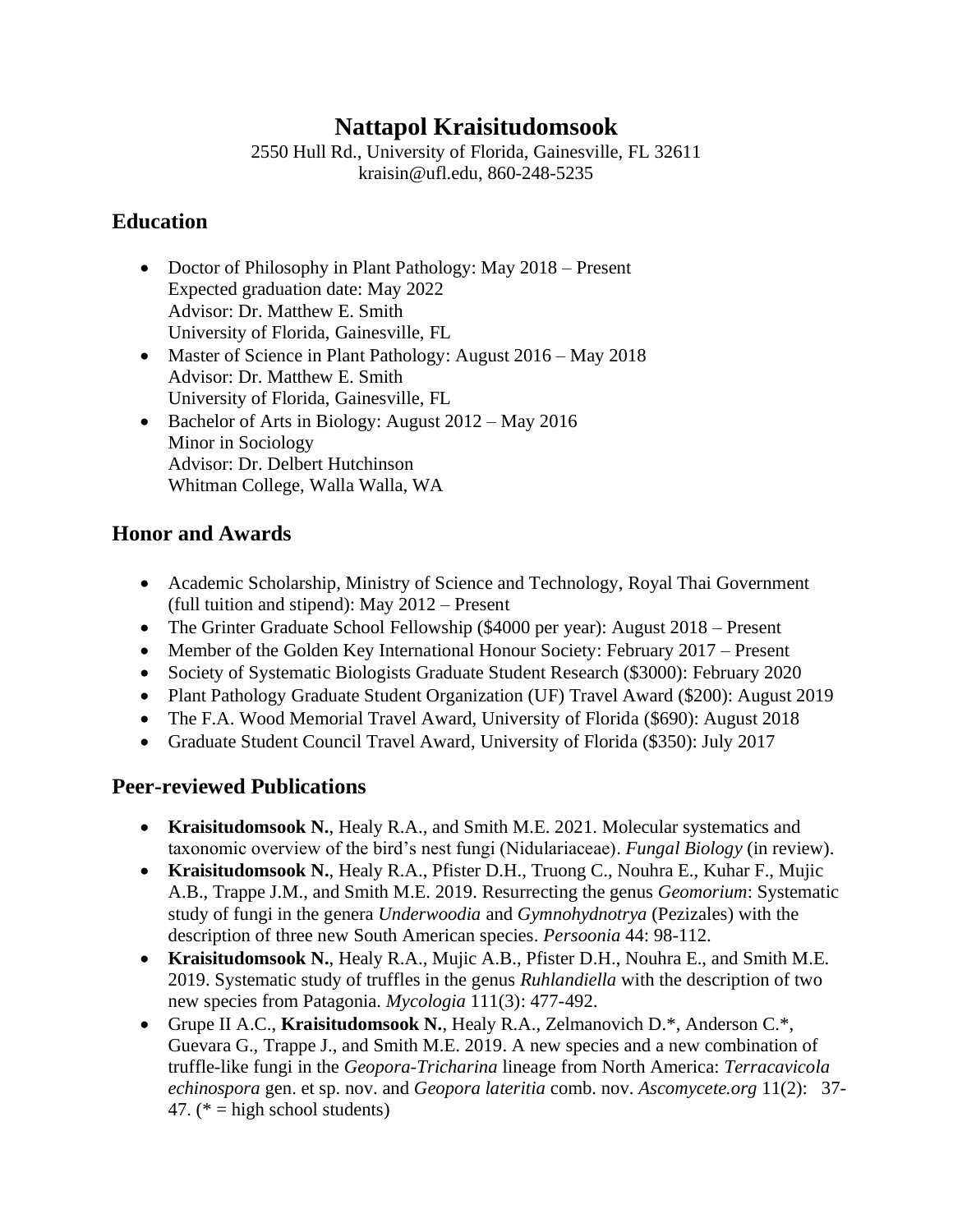# Nattapol Kraisitudomsook

2550 Hull Rd., University of Florida, Gainesville, FL 32611
kraisin@ufl.edu, 860-248-5235

## Education

- Doctor of Philosophy in Plant Pathology: May 2018 – Present
  Expected graduation date: May 2022
  Advisor: Dr. Matthew E. Smith
  University of Florida, Gainesville, FL
- Master of Science in Plant Pathology: August 2016 – May 2018
  Advisor: Dr. Matthew E. Smith
  University of Florida, Gainesville, FL
- Bachelor of Arts in Biology: August 2012 – May 2016
  Minor in Sociology
  Advisor: Dr. Delbert Hutchinson
  Whitman College, Walla Walla, WA

## Honor and Awards

- Academic Scholarship, Ministry of Science and Technology, Royal Thai Government (full tuition and stipend): May 2012 – Present
- The Grinter Graduate School Fellowship ($4000 per year): August 2018 – Present
- Member of the Golden Key International Honour Society: February 2017 – Present
- Society of Systematic Biologists Graduate Student Research ($3000): February 2020
- Plant Pathology Graduate Student Organization (UF) Travel Award ($200): August 2019
- The F.A. Wood Memorial Travel Award, University of Florida ($690): August 2018
- Graduate Student Council Travel Award, University of Florida ($350): July 2017

## Peer-reviewed Publications

- **Kraisitudomsook N.**, Healy R.A., and Smith M.E. 2021. Molecular systematics and taxonomic overview of the bird's nest fungi (Nidulariaceae). *Fungal Biology* (in review).
- **Kraisitudomsook N.**, Healy R.A., Pfister D.H., Truong C., Nouhra E., Kuhar F., Mujic A.B., Trappe J.M., and Smith M.E. 2019. Resurrecting the genus *Geomorium*: Systematic study of fungi in the genera *Underwoodia* and *Gymnohydnotrya* (Pezizales) with the description of three new South American species. *Persoonia* 44: 98-112.
- **Kraisitudomsook N.**, Healy R.A., Mujic A.B., Pfister D.H., Nouhra E., and Smith M.E. 2019. Systematic study of truffles in the genus *Ruhlandiella* with the description of two new species from Patagonia. *Mycologia* 111(3): 477-492.
- Grupe II A.C., **Kraisitudomsook N.**, Healy R.A., Zelmanovich D.*, Anderson C.*, Guevara G., Trappe J., and Smith M.E. 2019. A new species and a new combination of truffle-like fungi in the *Geopora-Tricharina* lineage from North America: *Terracavicola echinospora* gen. et sp. nov. and *Geopora lateritia* comb. nov. *Ascomycete.org* 11(2): 37-47. (* = high school students)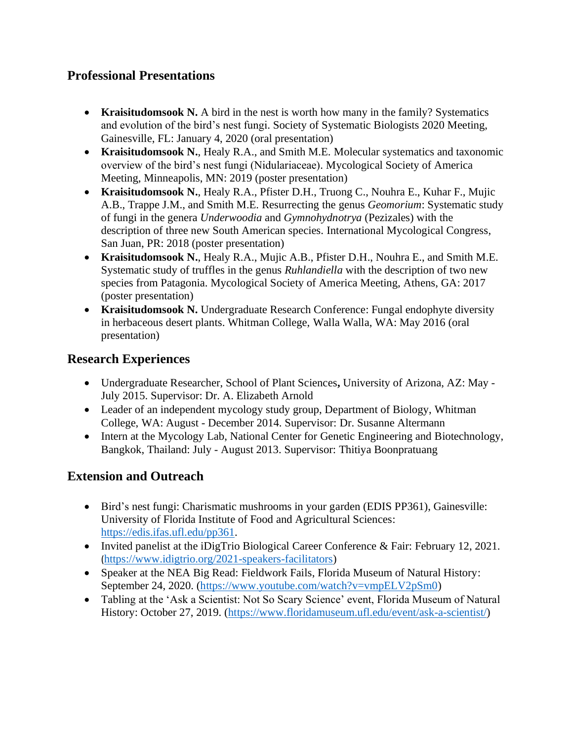## Professional Presentations

- **Kraisitudomsook N.** A bird in the nest is worth how many in the family? Systematics and evolution of the bird's nest fungi. Society of Systematic Biologists 2020 Meeting, Gainesville, FL: January 4, 2020 (oral presentation)
- **Kraisitudomsook N.**, Healy R.A., and Smith M.E. Molecular systematics and taxonomic overview of the bird's nest fungi (Nidulariaceae). Mycological Society of America Meeting, Minneapolis, MN: 2019 (poster presentation)
- **Kraisitudomsook N.**, Healy R.A., Pfister D.H., Truong C., Nouhra E., Kuhar F., Mujic A.B., Trappe J.M., and Smith M.E. Resurrecting the genus *Geomorium*: Systematic study of fungi in the genera *Underwoodia* and *Gymnohydnotrya* (Pezizales) with the description of three new South American species. International Mycological Congress, San Juan, PR: 2018 (poster presentation)
- **Kraisitudomsook N.**, Healy R.A., Mujic A.B., Pfister D.H., Nouhra E., and Smith M.E. Systematic study of truffles in the genus *Ruhlandiella* with the description of two new species from Patagonia. Mycological Society of America Meeting, Athens, GA: 2017 (poster presentation)
- **Kraisitudomsook N.** Undergraduate Research Conference: Fungal endophyte diversity in herbaceous desert plants. Whitman College, Walla Walla, WA: May 2016 (oral presentation)

## Research Experiences

- Undergraduate Researcher, School of Plant Sciences**,** University of Arizona, AZ: May - July 2015. Supervisor: Dr. A. Elizabeth Arnold
- Leader of an independent mycology study group, Department of Biology, Whitman College, WA: August - December 2014. Supervisor: Dr. Susanne Altermann
- Intern at the Mycology Lab, National Center for Genetic Engineering and Biotechnology, Bangkok, Thailand: July - August 2013. Supervisor: Thitiya Boonpratuang

## Extension and Outreach

- Bird's nest fungi: Charismatic mushrooms in your garden (EDIS PP361), Gainesville: University of Florida Institute of Food and Agricultural Sciences: https://edis.ifas.ufl.edu/pp361.
- Invited panelist at the iDigTrio Biological Career Conference & Fair: February 12, 2021. (https://www.idigtrio.org/2021-speakers-facilitators)
- Speaker at the NEA Big Read: Fieldwork Fails, Florida Museum of Natural History: September 24, 2020. (https://www.youtube.com/watch?v=vmpELV2pSm0)
- Tabling at the 'Ask a Scientist: Not So Scary Science' event, Florida Museum of Natural History: October 27, 2019. (https://www.floridamuseum.ufl.edu/event/ask-a-scientist/)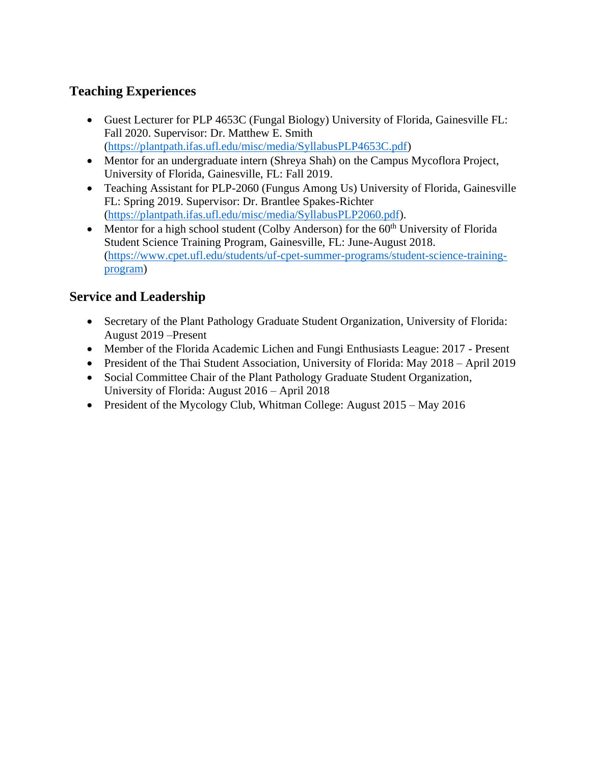## Teaching Experiences

- Guest Lecturer for PLP 4653C (Fungal Biology) University of Florida, Gainesville FL: Fall 2020. Supervisor: Dr. Matthew E. Smith (https://plantpath.ifas.ufl.edu/misc/media/SyllabusPLP4653C.pdf)
- Mentor for an undergraduate intern (Shreya Shah) on the Campus Mycoflora Project, University of Florida, Gainesville, FL: Fall 2019.
- Teaching Assistant for PLP-2060 (Fungus Among Us) University of Florida, Gainesville FL: Spring 2019. Supervisor: Dr. Brantlee Spakes-Richter (https://plantpath.ifas.ufl.edu/misc/media/SyllabusPLP2060.pdf).
- Mentor for a high school student (Colby Anderson) for the 60th University of Florida Student Science Training Program, Gainesville, FL: June-August 2018. (https://www.cpet.ufl.edu/students/uf-cpet-summer-programs/student-science-training-program)

## Service and Leadership

- Secretary of the Plant Pathology Graduate Student Organization, University of Florida: August 2019 –Present
- Member of the Florida Academic Lichen and Fungi Enthusiasts League: 2017 - Present
- President of the Thai Student Association, University of Florida: May 2018 – April 2019
- Social Committee Chair of the Plant Pathology Graduate Student Organization, University of Florida: August 2016 – April 2018
- President of the Mycology Club, Whitman College: August 2015 – May 2016